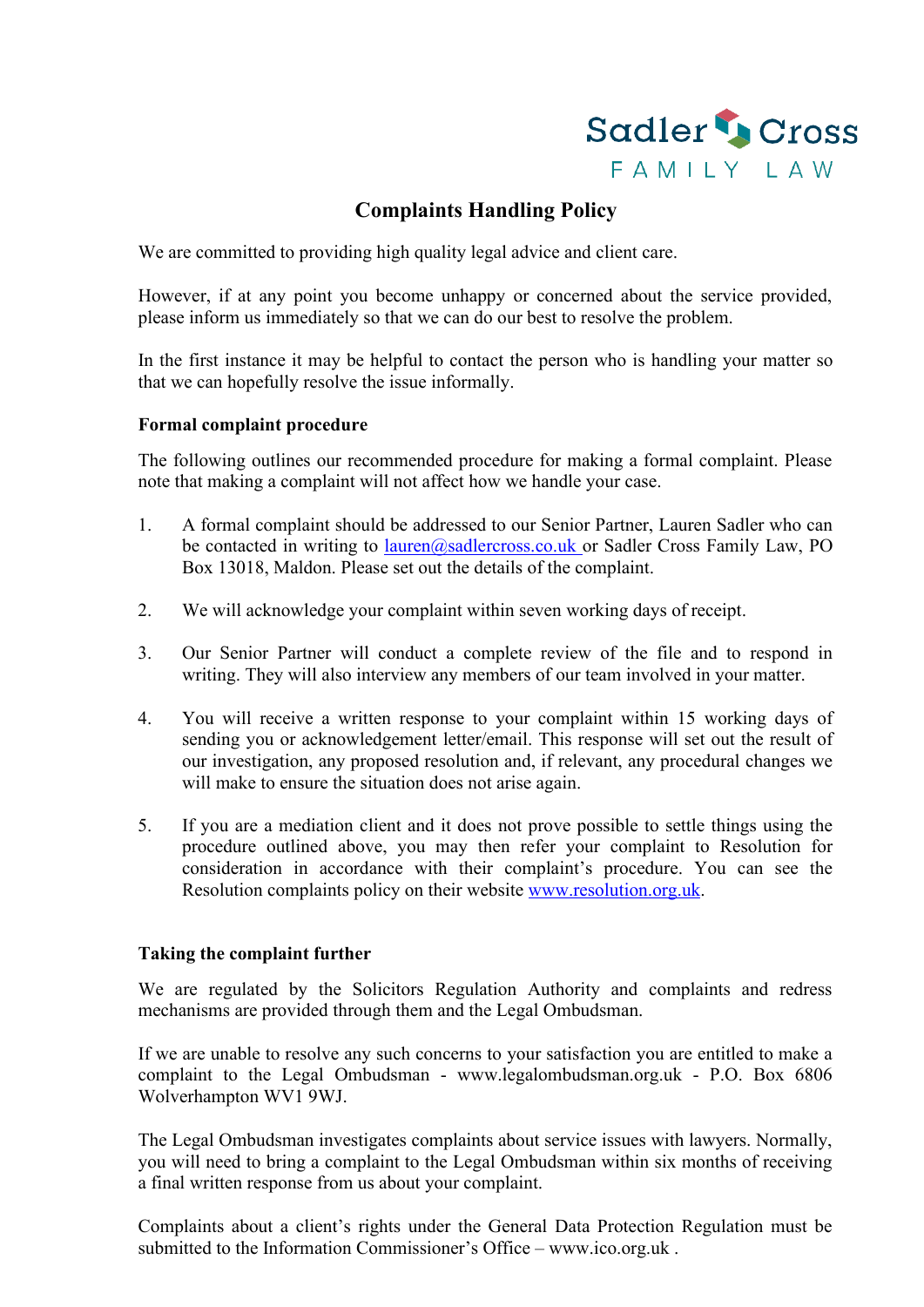Sadler Cross FAMILY LAW

# Complaints Handling Policy

We are committed to providing high quality legal advice and client care.

However, if at any point you become unhappy or concerned about the service provided, please inform us immediately so that we can do our best to resolve the problem.

In the first instance it may be helpful to contact the person who is handling your matter so that we can hopefully resolve the issue informally.

**Formal complaint procedure**

The following outlines our recommended procedure for making a formal complaint. Please note that making a complaint will not affect how we handle your case.

1. A formal complaint should be addressed to our Senior Partner, Lauren Sadler who can be contacted in writing to lauren@sadlercross.co.uk or Sadler Cross Family Law, PO Box 13018, Maldon. Please set out the details of the complaint.

2. We will acknowledge your complaint within seven working days of receipt.

3. Our Senior Partner will conduct a complete review of the file and to respond in writing. They will also interview any members of our team involved in your matter.

4. You will receive a written response to your complaint within 15 working days of sending you or acknowledgement letter/email. This response will set out the result of our investigation, any proposed resolution and, if relevant, any procedural changes we will make to ensure the situation does not arise again.

5. If you are a mediation client and it does not prove possible to settle things using the procedure outlined above, you may then refer your complaint to Resolution for consideration in accordance with their complaint's procedure. You can see the Resolution complaints policy on their website www.resolution.org.uk.

**Taking the complaint further**

We are regulated by the Solicitors Regulation Authority and complaints and redress mechanisms are provided through them and the Legal Ombudsman.

If we are unable to resolve any such concerns to your satisfaction you are entitled to make a complaint to the Legal Ombudsman - www.legalombudsman.org.uk - P.O. Box 6806 Wolverhampton WV1 9WJ.

The Legal Ombudsman investigates complaints about service issues with lawyers. Normally, you will need to bring a complaint to the Legal Ombudsman within six months of receiving a final written response from us about your complaint.

Complaints about a client's rights under the General Data Protection Regulation must be submitted to the Information Commissioner's Office – www.ico.org.uk .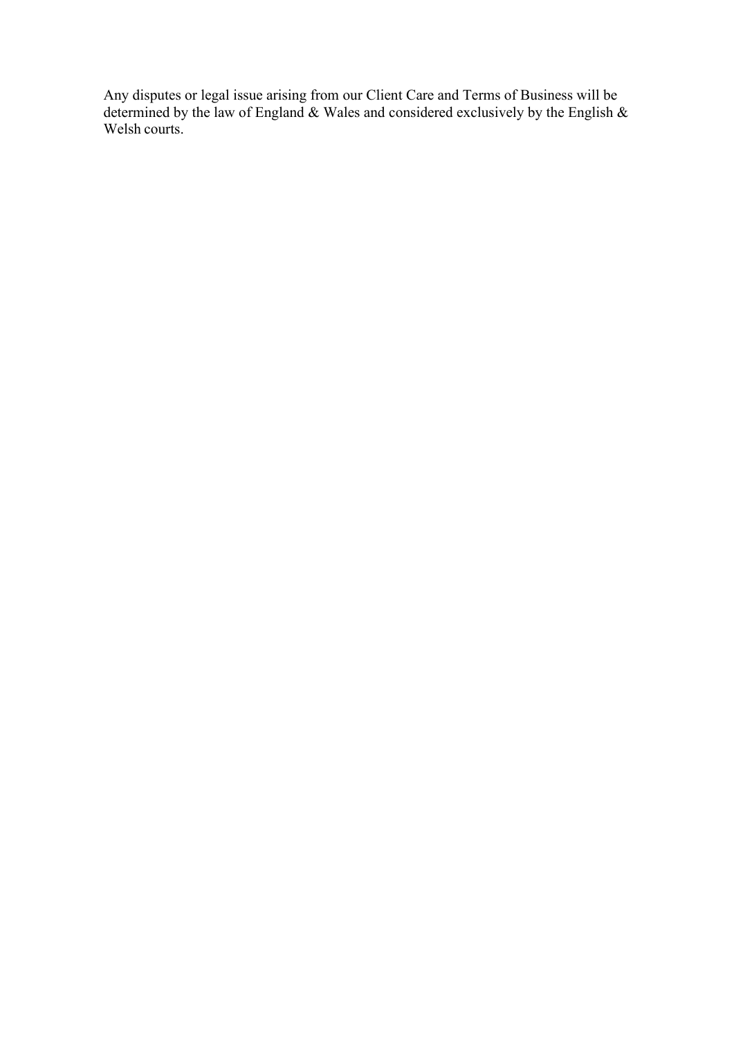Any disputes or legal issue arising from our Client Care and Terms of Business will be determined by the law of England & Wales and considered exclusively by the English & Welsh courts.